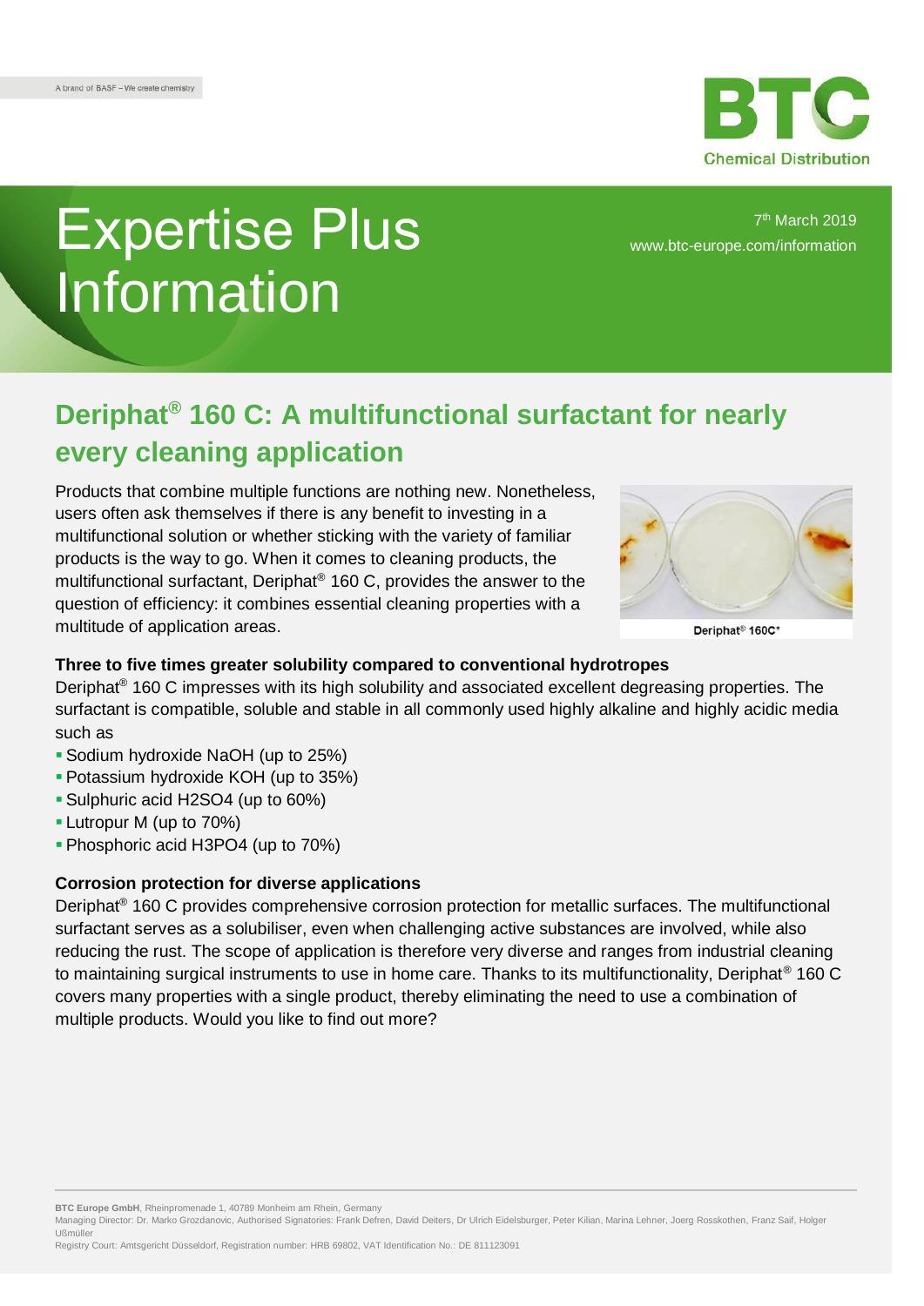A brand of BASF – We create chemistry

BTC Chemical Distribution

# Expertise Plus Information

7th March 2019
www.btc-europe.com/information

## Deriphat® 160 C: A multifunctional surfactant for nearly every cleaning application

Products that combine multiple functions are nothing new. Nonetheless, users often ask themselves if there is any benefit to investing in a multifunctional solution or whether sticking with the variety of familiar products is the way to go. When it comes to cleaning products, the multifunctional surfactant, Deriphat® 160 C, provides the answer to the question of efficiency: it combines essential cleaning properties with a multitude of application areas.

Deriphat® 160C*

### Three to five times greater solubility compared to conventional hydrotropes

Deriphat® 160 C impresses with its high solubility and associated excellent degreasing properties. The surfactant is compatible, soluble and stable in all commonly used highly alkaline and highly acidic media such as

- Sodium hydroxide NaOH (up to 25%)
- Potassium hydroxide KOH (up to 35%)
- Sulphuric acid $H_2SO_4$ (up to 60%)
- Lutropur M (up to 70%)
- Phosphoric acid $H_3PO_4$ (up to 70%)

### Corrosion protection for diverse applications

Deriphat® 160 C provides comprehensive corrosion protection for metallic surfaces. The multifunctional surfactant serves as a solubiliser, even when challenging active substances are involved, while also reducing the rust. The scope of application is therefore very diverse and ranges from industrial cleaning to maintaining surgical instruments to use in home care. Thanks to its multifunctionality, Deriphat® 160 C covers many properties with a single product, thereby eliminating the need to use a combination of multiple products. Would you like to find out more?

**BTC Europe GmbH**, Rheinpromenade 1, 40789 Monheim am Rhein, Germany
Managing Director: Dr. Marko Grozdanovic, Authorised Signatories: Frank Defren, David Deiters, Dr Ulrich Eidelsburger, Peter Kilian, Marina Lehner, Joerg Rosskothen, Franz Saif, Holger Ußmüller
Registry Court: Amtsgericht Düsseldorf, Registration number: HRB 69802, VAT Identification No.: DE 811123091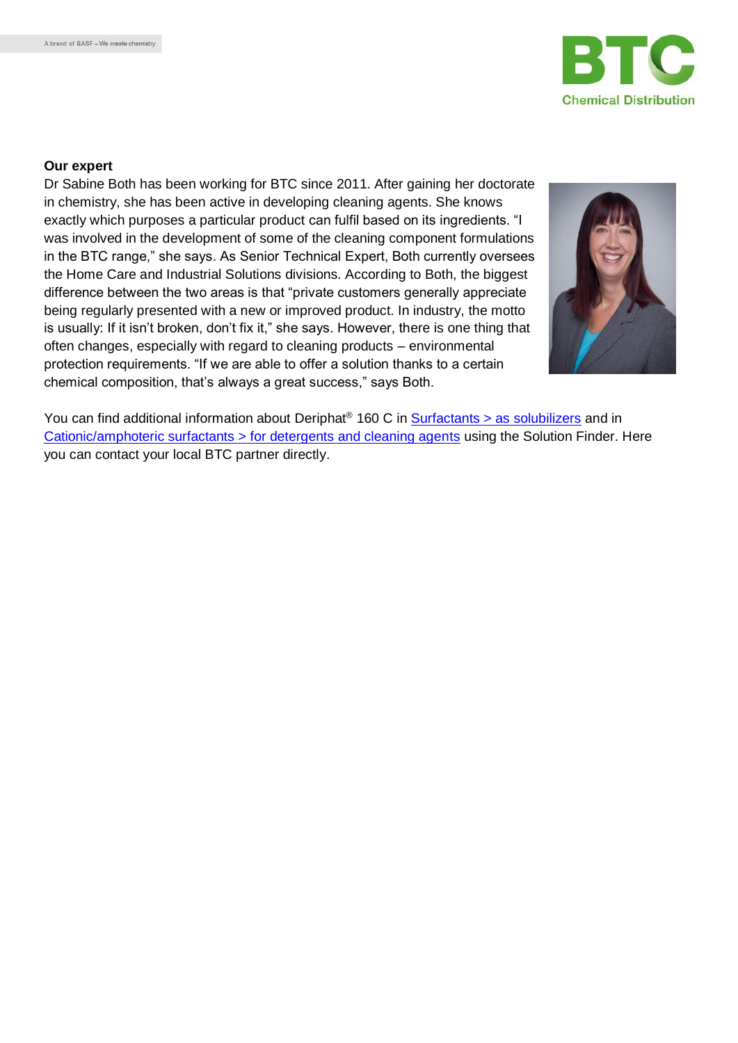**Our expert**

Dr Sabine Both has been working for BTC since 2011. After gaining her doctorate in chemistry, she has been active in developing cleaning agents. She knows exactly which purposes a particular product can fulfil based on its ingredients. "I was involved in the development of some of the cleaning component formulations in the BTC range," she says. As Senior Technical Expert, Both currently oversees the Home Care and Industrial Solutions divisions. According to Both, the biggest difference between the two areas is that "private customers generally appreciate being regularly presented with a new or improved product. In industry, the motto is usually: If it isn't broken, don't fix it," she says. However, there is one thing that often changes, especially with regard to cleaning products – environmental protection requirements. "If we are able to offer a solution thanks to a certain chemical composition, that's always a great success," says Both.

You can find additional information about Deriphat® 160 C in Surfactants > as solubilizers and in Cationic/amphoteric surfactants > for detergents and cleaning agents using the Solution Finder. Here you can contact your local BTC partner directly.